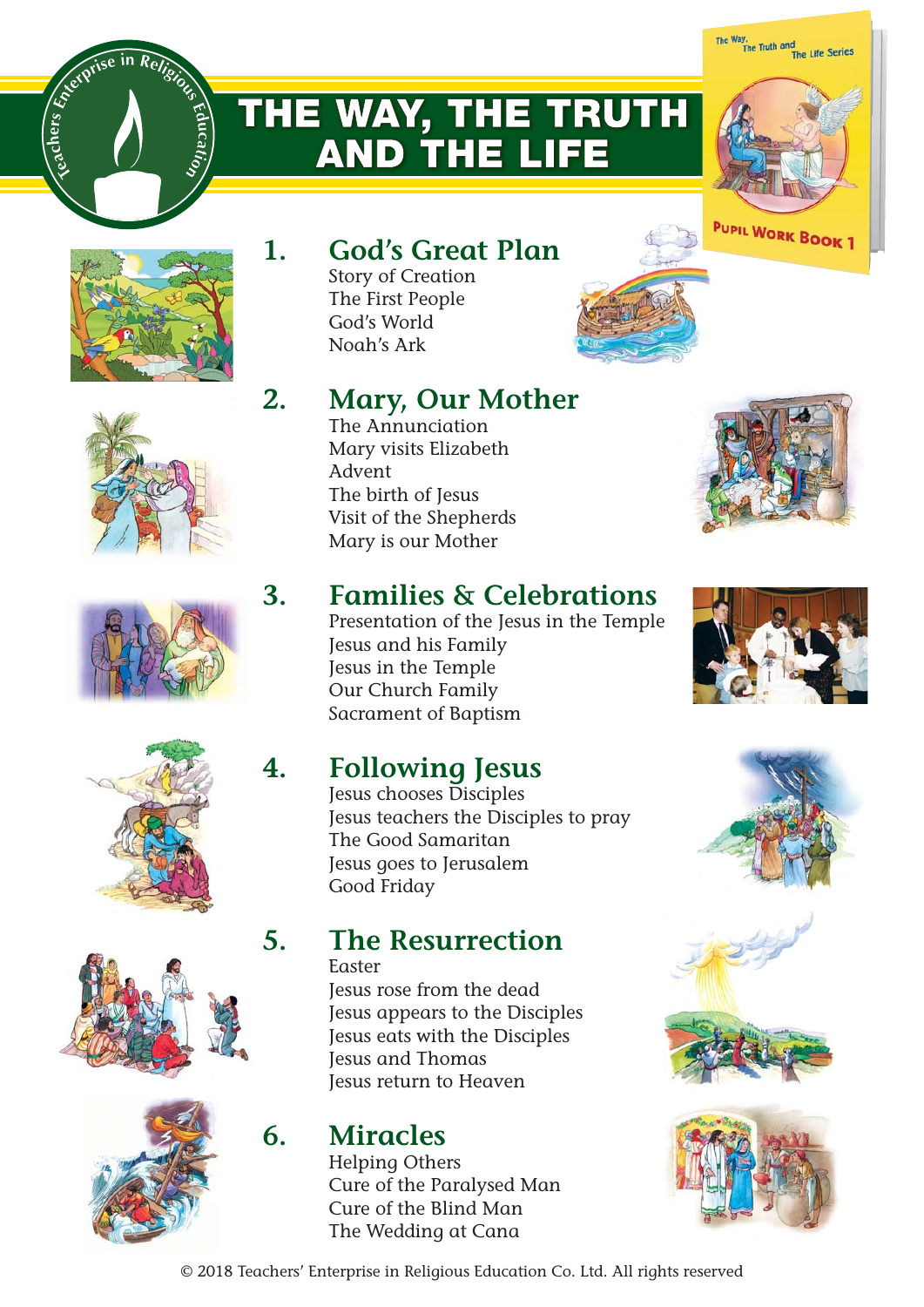# THE WAY, THE TRUTH AND THE LIFE

## 1. God's Great Plan

Story of Creation
The First People
God's World
Noah's Ark

## 2. Mary, Our Mother

The Annunciation
Mary visits Elizabeth
Advent
The birth of Jesus
Visit of the Shepherds
Mary is our Mother

## 3. Families & Celebrations

Presentation of the Jesus in the Temple
Jesus and his Family
Jesus in the Temple
Our Church Family
Sacrament of Baptism

## 4. Following Jesus

Jesus chooses Disciples
Jesus teachers the Disciples to pray
The Good Samaritan
Jesus goes to Jerusalem
Good Friday

## 5. The Resurrection

Easter
Jesus rose from the dead
Jesus appears to the Disciples
Jesus eats with the Disciples
Jesus and Thomas
Jesus return to Heaven

## 6. Miracles

Helping Others
Cure of the Paralysed Man
Cure of the Blind Man
The Wedding at Cana

© 2018 Teachers' Enterprise in Religious Education Co. Ltd. All rights reserved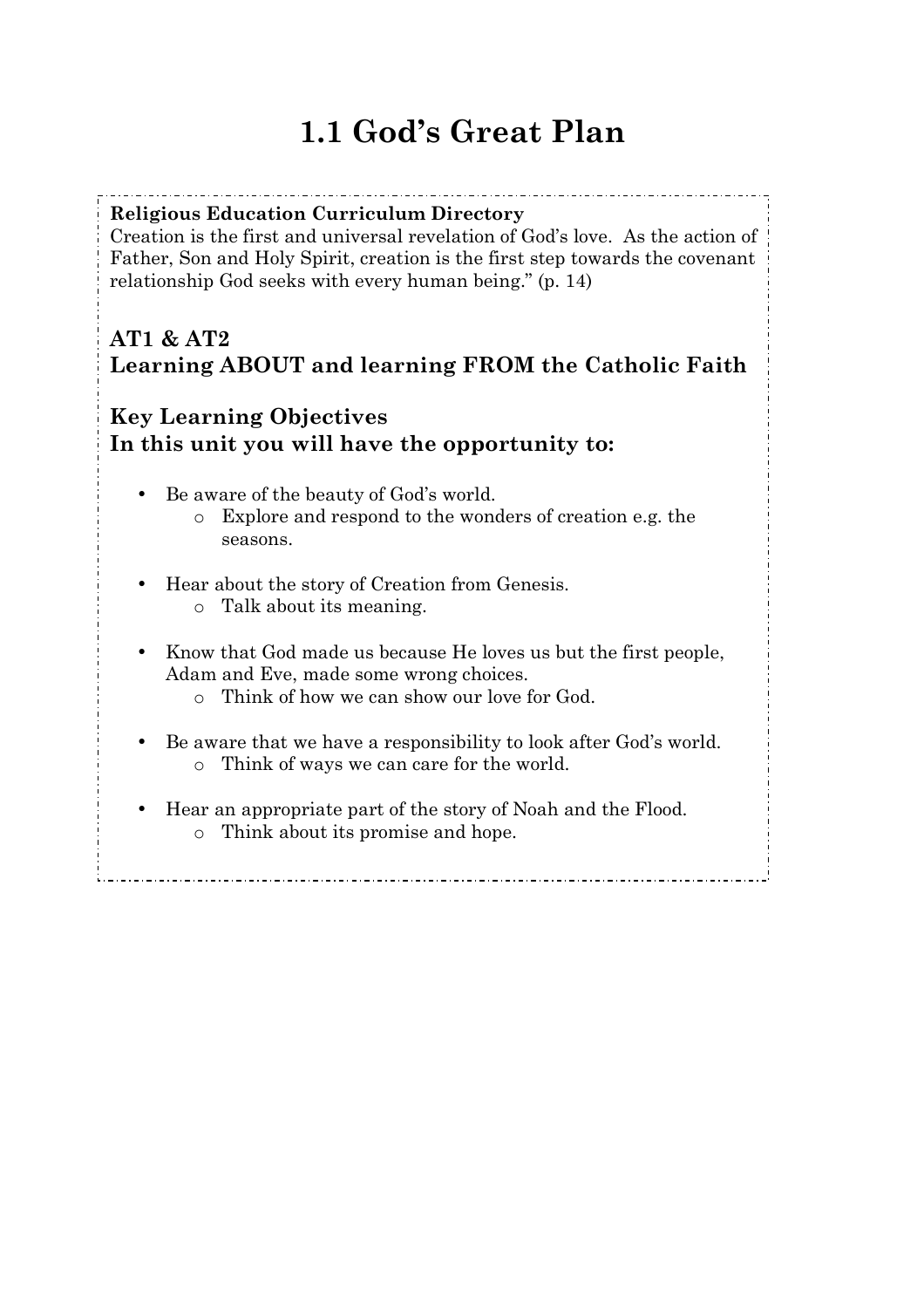# 1.1 God's Great Plan

**Religious Education Curriculum Directory**
Creation is the first and universal revelation of God's love. As the action of Father, Son and Holy Spirit, creation is the first step towards the covenant relationship God seeks with every human being." (p. 14)

## AT1 & AT2
## Learning ABOUT and learning FROM the Catholic Faith

## Key Learning Objectives
## In this unit you will have the opportunity to:

- Be aware of the beauty of God's world.
  - Explore and respond to the wonders of creation e.g. the seasons.

- Hear about the story of Creation from Genesis.
  - Talk about its meaning.

- Know that God made us because He loves us but the first people, Adam and Eve, made some wrong choices.
  - Think of how we can show our love for God.

- Be aware that we have a responsibility to look after God's world.
  - Think of ways we can care for the world.

- Hear an appropriate part of the story of Noah and the Flood.
  - Think about its promise and hope.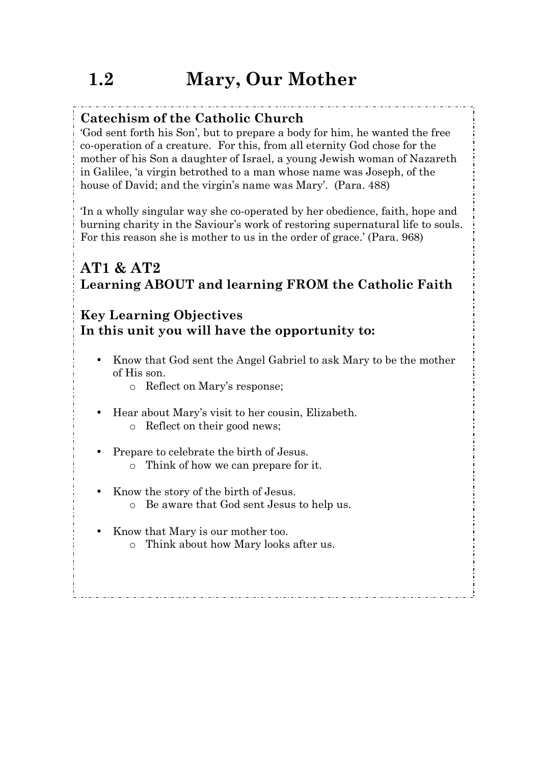# 1.2 Mary, Our Mother

### Catechism of the Catholic Church

'God sent forth his Son', but to prepare a body for him, he wanted the free co-operation of a creature. For this, from all eternity God chose for the mother of his Son a daughter of Israel, a young Jewish woman of Nazareth in Galilee, 'a virgin betrothed to a man whose name was Joseph, of the house of David; and the virgin's name was Mary'. (Para. 488)

'In a wholly singular way she co-operated by her obedience, faith, hope and burning charity in the Saviour's work of restoring supernatural life to souls. For this reason she is mother to us in the order of grace.' (Para. 968)

## AT1 & AT2
## Learning ABOUT and learning FROM the Catholic Faith

### Key Learning Objectives
### In this unit you will have the opportunity to:

- Know that God sent the Angel Gabriel to ask Mary to be the mother of His son.
  - Reflect on Mary's response;
- Hear about Mary's visit to her cousin, Elizabeth.
  - Reflect on their good news;
- Prepare to celebrate the birth of Jesus.
  - Think of how we can prepare for it.
- Know the story of the birth of Jesus.
  - Be aware that God sent Jesus to help us.
- Know that Mary is our mother too.
  - Think about how Mary looks after us.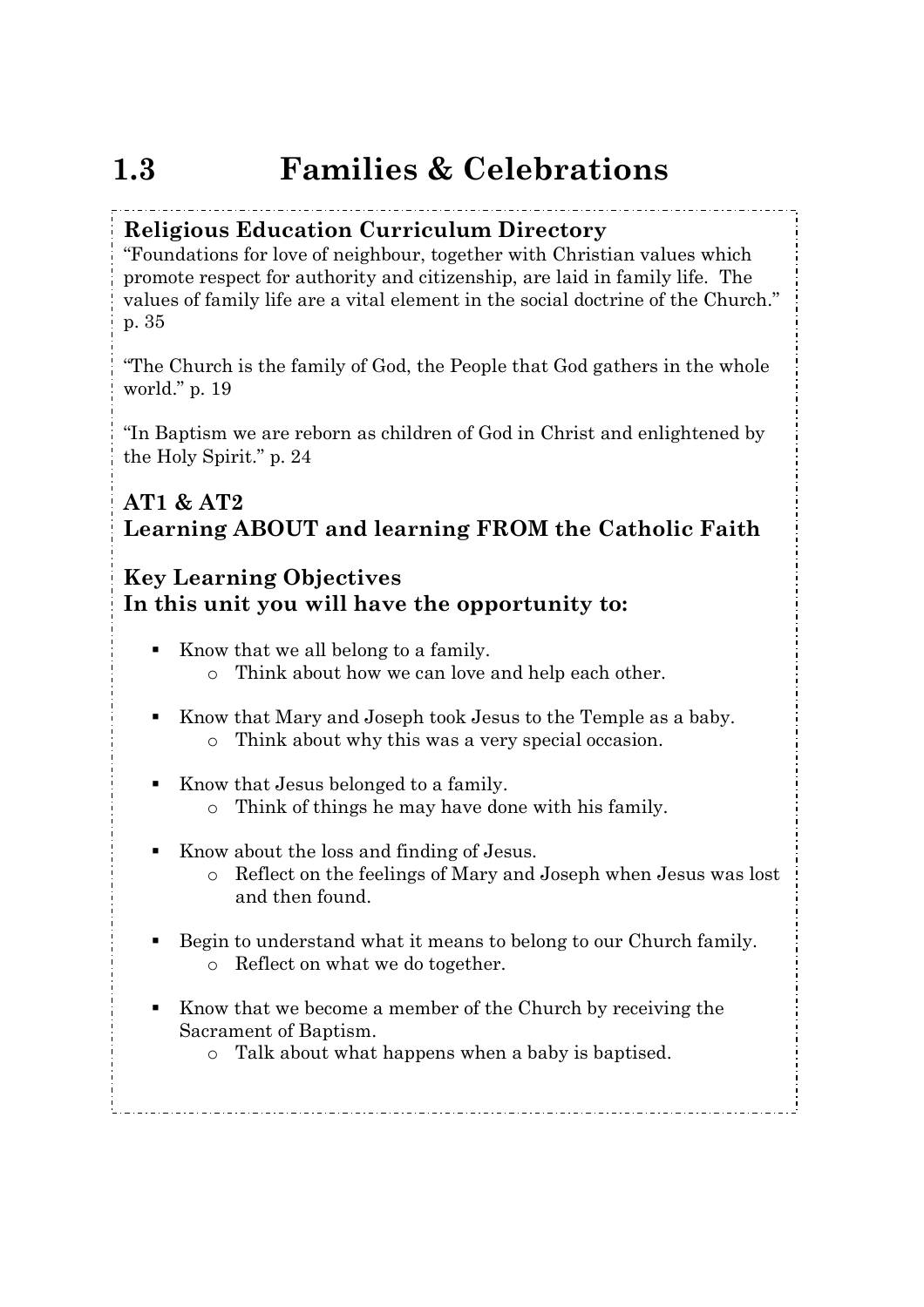# 1.3 Families & Celebrations

## Religious Education Curriculum Directory

"Foundations for love of neighbour, together with Christian values which promote respect for authority and citizenship, are laid in family life. The values of family life are a vital element in the social doctrine of the Church." p. 35

"The Church is the family of God, the People that God gathers in the whole world." p. 19

"In Baptism we are reborn as children of God in Christ and enlightened by the Holy Spirit." p. 24

## AT1 & AT2
## Learning ABOUT and learning FROM the Catholic Faith

## Key Learning Objectives
## In this unit you will have the opportunity to:

- Know that we all belong to a family.
  - Think about how we can love and help each other.

- Know that Mary and Joseph took Jesus to the Temple as a baby.
  - Think about why this was a very special occasion.

- Know that Jesus belonged to a family.
  - Think of things he may have done with his family.

- Know about the loss and finding of Jesus.
  - Reflect on the feelings of Mary and Joseph when Jesus was lost and then found.

- Begin to understand what it means to belong to our Church family.
  - Reflect on what we do together.

- Know that we become a member of the Church by receiving the Sacrament of Baptism.
  - Talk about what happens when a baby is baptised.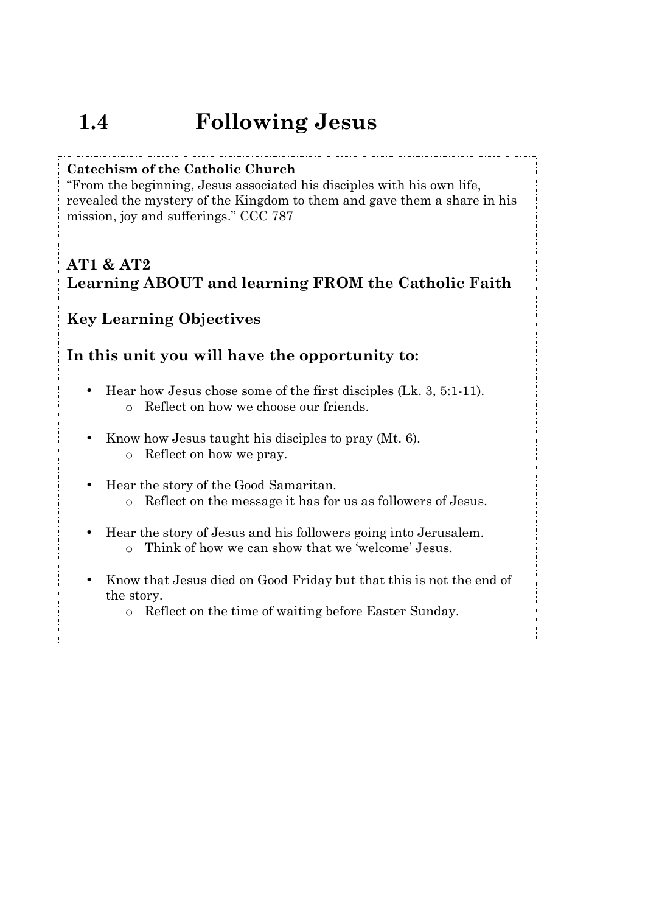# 1.4 Following Jesus

**Catechism of the Catholic Church**
"From the beginning, Jesus associated his disciples with his own life, revealed the mystery of the Kingdom to them and gave them a share in his mission, joy and sufferings." CCC 787

## AT1 & AT2
## Learning ABOUT and learning FROM the Catholic Faith

## Key Learning Objectives

## In this unit you will have the opportunity to:

- Hear how Jesus chose some of the first disciples (Lk. 3, 5:1-11).
  - Reflect on how we choose our friends.
- Know how Jesus taught his disciples to pray (Mt. 6).
  - Reflect on how we pray.
- Hear the story of the Good Samaritan.
  - Reflect on the message it has for us as followers of Jesus.
- Hear the story of Jesus and his followers going into Jerusalem.
  - Think of how we can show that we 'welcome' Jesus.
- Know that Jesus died on Good Friday but that this is not the end of the story.
  - Reflect on the time of waiting before Easter Sunday.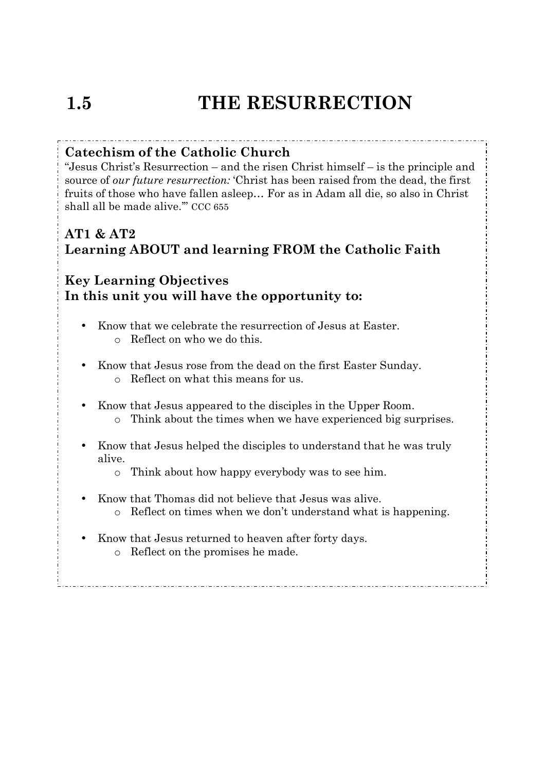# 1.5 THE RESURRECTION

## Catechism of the Catholic Church

"Jesus Christ's Resurrection – and the risen Christ himself – is the principle and source of *our future resurrection:* 'Christ has been raised from the dead, the first fruits of those who have fallen asleep… For as in Adam all die, so also in Christ shall all be made alive.'" CCC 655

## AT1 & AT2
## Learning ABOUT and learning FROM the Catholic Faith

## Key Learning Objectives
## In this unit you will have the opportunity to:

- Know that we celebrate the resurrection of Jesus at Easter.
    - Reflect on who we do this.

- Know that Jesus rose from the dead on the first Easter Sunday.
    - Reflect on what this means for us.

- Know that Jesus appeared to the disciples in the Upper Room.
    - Think about the times when we have experienced big surprises.

- Know that Jesus helped the disciples to understand that he was truly alive.
    - Think about how happy everybody was to see him.

- Know that Thomas did not believe that Jesus was alive.
    - Reflect on times when we don't understand what is happening.

- Know that Jesus returned to heaven after forty days.
    - Reflect on the promises he made.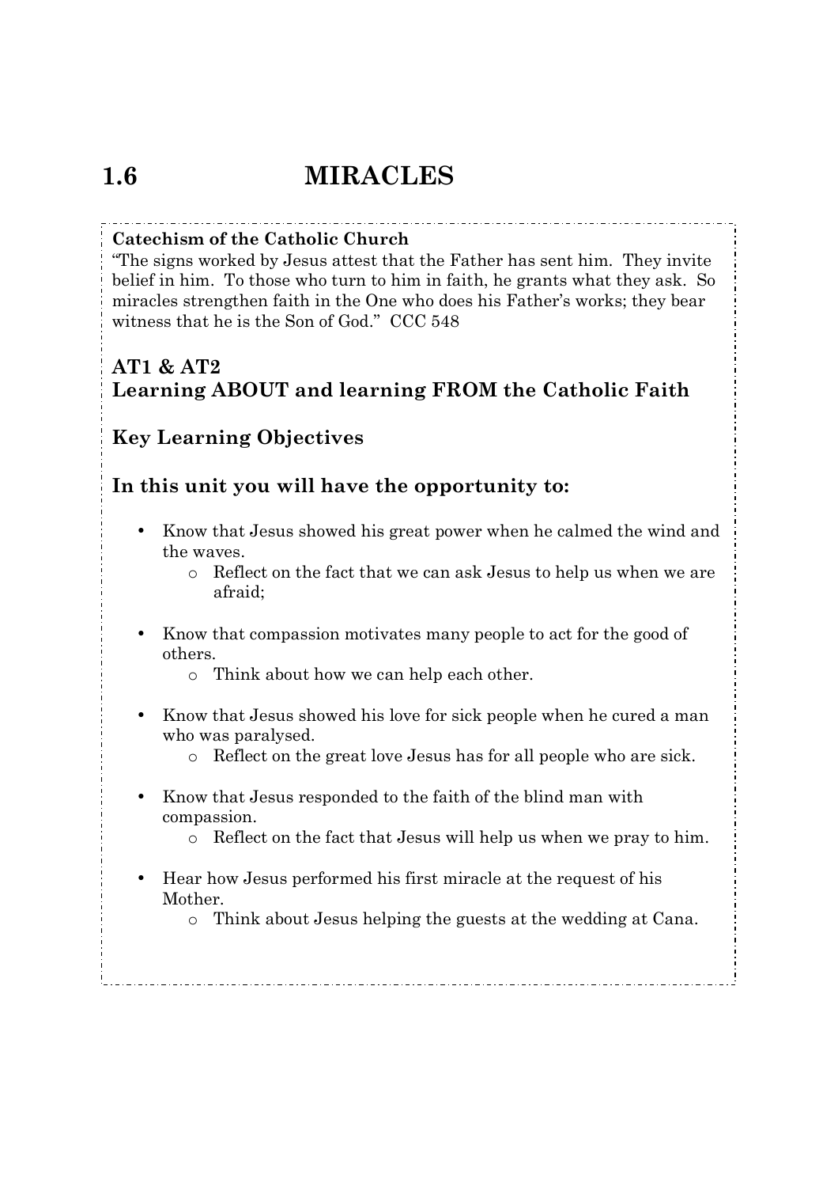# 1.6 MIRACLES

**Catechism of the Catholic Church**

"The signs worked by Jesus attest that the Father has sent him. They invite belief in him. To those who turn to him in faith, he grants what they ask. So miracles strengthen faith in the One who does his Father's works; they bear witness that he is the Son of God." CCC 548

## AT1 & AT2
## Learning ABOUT and learning FROM the Catholic Faith

### Key Learning Objectives

### In this unit you will have the opportunity to:

- Know that Jesus showed his great power when he calmed the wind and the waves.
  - Reflect on the fact that we can ask Jesus to help us when we are afraid;
- Know that compassion motivates many people to act for the good of others.
  - Think about how we can help each other.
- Know that Jesus showed his love for sick people when he cured a man who was paralysed.
  - Reflect on the great love Jesus has for all people who are sick.
- Know that Jesus responded to the faith of the blind man with compassion.
  - Reflect on the fact that Jesus will help us when we pray to him.
- Hear how Jesus performed his first miracle at the request of his Mother.
  - Think about Jesus helping the guests at the wedding at Cana.